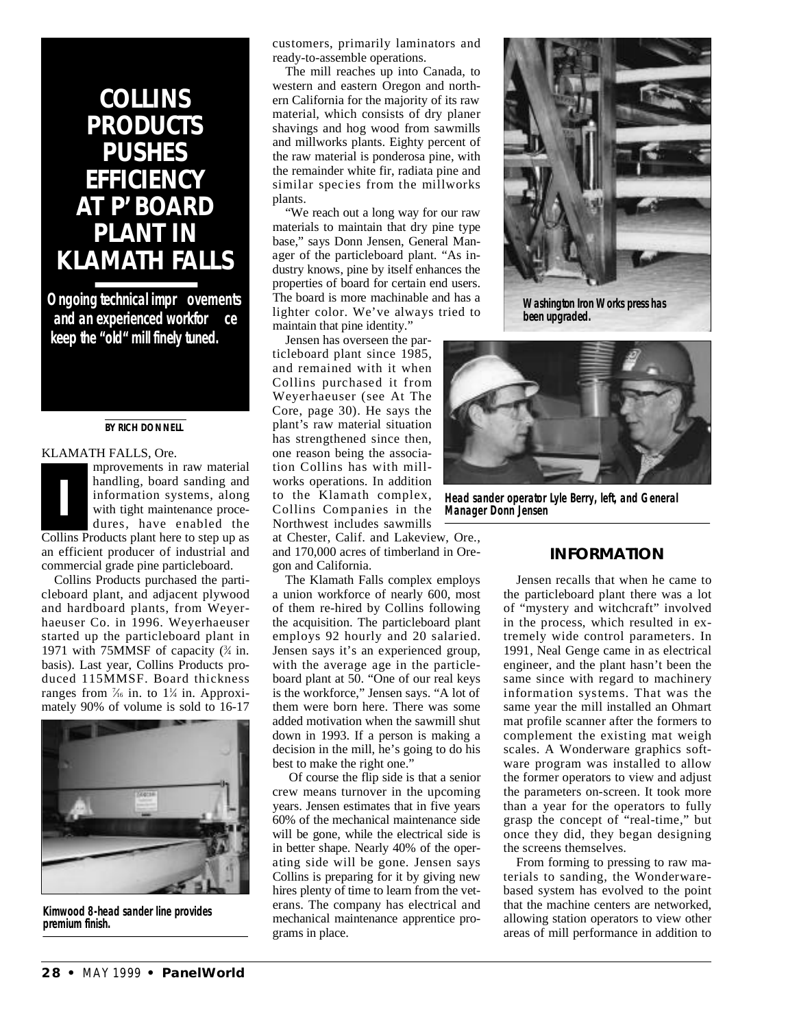# COLLINS PRODUCTS PUSHES EFFICIENCY AT P'BOARD PLANT IN KLAMATH FALLS

**Ongoing technical improvements and an experienced workforce keep the "old" mill finely tuned.**

**BY RICH DONNELL**

KLAMATH FALLS, Ore.

Improvements in raw material handling, board sanding and information systems, along with tight maintenance procedures, have enabled the Collins Products plant here to step up as an efficient producer of industrial and commercial grade pine particleboard.

Collins Products purchased the particleboard plant, and adjacent plywood and hardboard plants, from Weyerhaeuser Co. in 1996. Weyerhaeuser started up the particleboard plant in 1971 with 75MMSF of capacity (¾ in. basis). Last year, Collins Products produced 115MMSF. Board thickness ranges from 7⁄16 in. to 1¼ in. Approximately 90% of volume is sold to 16-17 customers, primarily laminators and ready-to-assemble operations.

Kimwood 8-head sander line provides premium finish.

The mill reaches up into Canada, to western and eastern Oregon and northern California for the majority of its raw material, which consists of dry planer shavings and hog wood from sawmills and millworks plants. Eighty percent of the raw material is ponderosa pine, with the remainder white fir, radiata pine and similar species from the millworks plants.

"We reach out a long way for our raw materials to maintain that dry pine type base," says Donn Jensen, General Manager of the particleboard plant. "As industry knows, pine by itself enhances the properties of board for certain end users. The board is more machinable and has a lighter color. We've always tried to maintain that pine identity."

Jensen has overseen the particleboard plant since 1985, and remained with it when Collins purchased it from Weyerhaeuser (see At The Core, page 30). He says the plant's raw material situation has strengthened since then, one reason being the association Collins has with millworks operations. In addition to the Klamath complex, Collins Companies in the Northwest includes sawmills at Chester, Calif. and Lakeview, Ore., and 170,000 acres of timberland in Oregon and California.

The Klamath Falls complex employs a union workforce of nearly 600, most of them re-hired by Collins following the acquisition. The particleboard plant employs 92 hourly and 20 salaried. Jensen says it's an experienced group, with the average age in the particleboard plant at 50. "One of our real keys is the workforce," Jensen says. "A lot of them were born here. There was some added motivation when the sawmill shut down in 1993. If a person is making a decision in the mill, he's going to do his best to make the right one."

Of course the flip side is that a senior crew means turnover in the upcoming years. Jensen estimates that in five years 60% of the mechanical maintenance side will be gone, while the electrical side is in better shape. Nearly 40% of the operating side will be gone. Jensen says Collins is preparing for it by giving new hires plenty of time to learn from the veterans. The company has electrical and mechanical maintenance apprentice programs in place.

Washington Iron Works press has been upgraded.

Head sander operator Lyle Berry, left, and General Manager Donn Jensen

## INFORMATION

Jensen recalls that when he came to the particleboard plant there was a lot of "mystery and witchcraft" involved in the process, which resulted in extremely wide control parameters. In 1991, Neal Genge came in as electrical engineer, and the plant hasn't been the same since with regard to machinery information systems. That was the same year the mill installed an Ohmart mat profile scanner after the formers to complement the existing mat weigh scales. A Wonderware graphics software program was installed to allow the former operators to view and adjust the parameters on-screen. It took more than a year for the operators to fully grasp the concept of "real-time," but once they did, they began designing the screens themselves.

From forming to pressing to raw materials to sanding, the Wonderware-based system has evolved to the point that the machine centers are networked, allowing station operators to view other areas of mill performance in addition to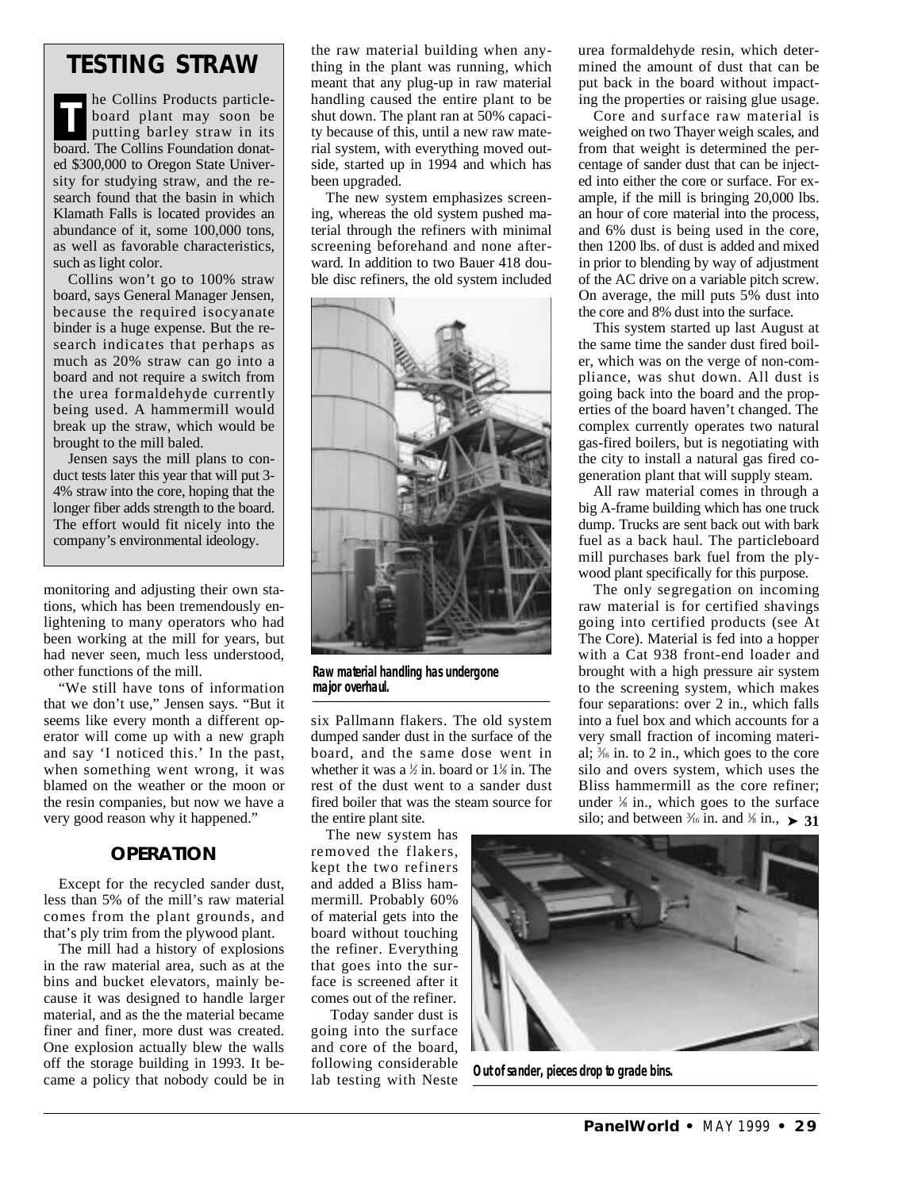## TESTING STRAW

The Collins Products particleboard plant may soon be putting barley straw in its board. The Collins Foundation donated $300,000 to Oregon State University for studying straw, and the research found that the basin in which Klamath Falls is located provides an abundance of it, some 100,000 tons, as well as favorable characteristics, such as light color.

Collins won't go to 100% straw board, says General Manager Jensen, because the required isocyanate binder is a huge expense. But the research indicates that perhaps as much as 20% straw can go into a board and not require a switch from the urea formaldehyde currently being used. A hammermill would break up the straw, which would be brought to the mill baled.

Jensen says the mill plans to conduct tests later this year that will put 3-4% straw into the core, hoping that the longer fiber adds strength to the board. The effort would fit nicely into the company's environmental ideology.

monitoring and adjusting their own stations, which has been tremendously enlightening to many operators who had been working at the mill for years, but had never seen, much less understood, other functions of the mill.

"We still have tons of information that we don't use," Jensen says. "But it seems like every month a different operator will come up with a new graph and say 'I noticed this.' In the past, when something went wrong, it was blamed on the weather or the moon or the resin companies, but now we have a very good reason why it happened."

### OPERATION

Except for the recycled sander dust, less than 5% of the mill's raw material comes from the plant grounds, and that's ply trim from the plywood plant.

The mill had a history of explosions in the raw material area, such as at the bins and bucket elevators, mainly because it was designed to handle larger material, and as the the material became finer and finer, more dust was created. One explosion actually blew the walls off the storage building in 1993. It became a policy that nobody could be in the raw material building when anything in the plant was running, which meant that any plug-up in raw material handling caused the entire plant to be shut down. The plant ran at 50% capacity because of this, until a new raw material system, with everything moved outside, started up in 1994 and which has been upgraded.

The new system emphasizes screening, whereas the old system pushed material through the refiners with minimal screening beforehand and none afterward. In addition to two Bauer 418 double disc refiners, the old system included six Pallmann flakers. The old system dumped sander dust in the surface of the board, and the same dose went in whether it was a ½ in. board or 1⅛ in. The rest of the dust went to a sander dust fired boiler that was the steam source for the entire plant site.

**Raw material handling has undergone major overhaul.**

The new system has removed the flakers, kept the two refiners and added a Bliss hammermill. Probably 60% of material gets into the board without touching the refiner. Everything that goes into the surface is screened after it comes out of the refiner.

Today sander dust is going into the surface and core of the board, following considerable lab testing with Neste urea formaldehyde resin, which determined the amount of dust that can be put back in the board without impacting the properties or raising glue usage.

Core and surface raw material is weighed on two Thayer weigh scales, and from that weight is determined the percentage of sander dust that can be injected into either the core or surface. For example, if the mill is bringing 20,000 lbs. an hour of core material into the process, and 6% dust is being used in the core, then 1200 lbs. of dust is added and mixed in prior to blending by way of adjustment of the AC drive on a variable pitch screw. On average, the mill puts 5% dust into the core and 8% dust into the surface.

This system started up last August at the same time the sander dust fired boiler, which was on the verge of non-compliance, was shut down. All dust is going back into the board and the properties of the board haven't changed. The complex currently operates two natural gas-fired boilers, but is negotiating with the city to install a natural gas fired cogeneration plant that will supply steam.

All raw material comes in through a big A-frame building which has one truck dump. Trucks are sent back out with bark fuel as a back haul. The particleboard mill purchases bark fuel from the plywood plant specifically for this purpose.

The only segregation on incoming raw material is for certified shavings going into certified products (see At The Core). Material is fed into a hopper with a Cat 938 front-end loader and brought with a high pressure air system to the screening system, which makes four separations: over 2 in., which falls into a fuel box and which accounts for a very small fraction of incoming material; 3⁄16 in. to 2 in., which goes to the core silo and overs system, which uses the Bliss hammermill as the core refiner; under ⅛ in., which goes to the surface silo; and between 3⁄16 in. and ⅛ in., ➤ 31

**Out of sander, pieces drop to grade bins.**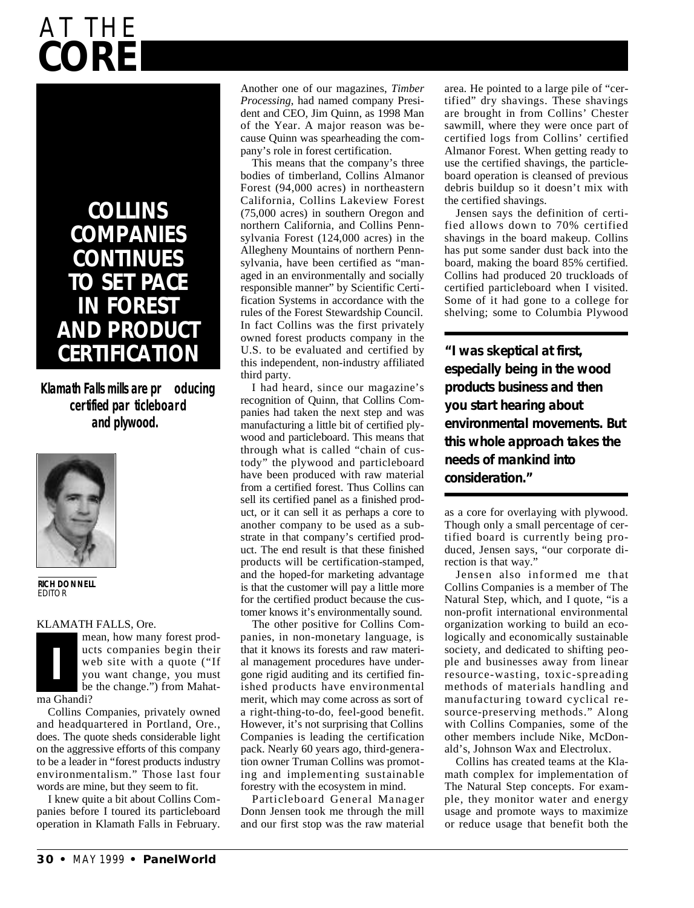# AT THE CORE

## COLLINS COMPANIES CONTINUES TO SET PACE IN FOREST AND PRODUCT CERTIFICATION

***Klamath Falls mills are producing certified particleboard and plywood.***

**RICH DONNELL**
EDITOR

KLAMATH FALLS, Ore.

I mean, how many forest products companies begin their web site with a quote ("If you want change, you must be the change.") from Mahatma Ghandi?

Collins Companies, privately owned and headquartered in Portland, Ore., does. The quote sheds considerable light on the aggressive efforts of this company to be a leader in "forest products industry environmentalism." Those last four words are mine, but they seem to fit.

I knew quite a bit about Collins Companies before I toured its particleboard operation in Klamath Falls in February. Another one of our magazines, *Timber Processing*, had named company President and CEO, Jim Quinn, as 1998 Man of the Year. A major reason was because Quinn was spearheading the company's role in forest certification.

This means that the company's three bodies of timberland, Collins Almanor Forest (94,000 acres) in northeastern California, Collins Lakeview Forest (75,000 acres) in southern Oregon and northern California, and Collins Pennsylvania Forest (124,000 acres) in the Allegheny Mountains of northern Pennsylvania, have been certified as "managed in an environmentally and socially responsible manner" by Scientific Certification Systems in accordance with the rules of the Forest Stewardship Council. In fact Collins was the first privately owned forest products company in the U.S. to be evaluated and certified by this independent, non-industry affiliated third party.

I had heard, since our magazine's recognition of Quinn, that Collins Companies had taken the next step and was manufacturing a little bit of certified plywood and particleboard. This means that through what is called "chain of custody" the plywood and particleboard have been produced with raw material from a certified forest. Thus Collins can sell its certified panel as a finished product, or it can sell it as perhaps a core to another company to be used as a substrate in that company's certified product. The end result is that these finished products will be certification-stamped, and the hoped-for marketing advantage is that the customer will pay a little more for the certified product because the customer knows it's environmentally sound.

The other positive for Collins Companies, in non-monetary language, is that it knows its forests and raw material management procedures have undergone rigid auditing and its certified finished products have environmental merit, which may come across as sort of a right-thing-to-do, feel-good benefit. However, it's not surprising that Collins Companies is leading the certification pack. Nearly 60 years ago, third-generation owner Truman Collins was promoting and implementing sustainable forestry with the ecosystem in mind.

Particleboard General Manager Donn Jensen took me through the mill and our first stop was the raw material area. He pointed to a large pile of "certified" dry shavings. These shavings are brought in from Collins' Chester sawmill, where they were once part of certified logs from Collins' certified Almanor Forest. When getting ready to use the certified shavings, the particleboard operation is cleansed of previous debris buildup so it doesn't mix with the certified shavings.

Jensen says the definition of certified allows down to 70% certified shavings in the board makeup. Collins has put some sander dust back into the board, making the board 85% certified. Collins had produced 20 truckloads of certified particleboard when I visited. Some of it had gone to a college for shelving; some to Columbia Plywood as a core for overlaying with plywood. Though only a small percentage of certified board is currently being produced, Jensen says, "our corporate direction is that way."

> **"I was skeptical at first, especially being in the wood products business and then you start hearing about environmental movements. But this whole approach takes the needs of mankind into consideration."**

Jensen also informed me that Collins Companies is a member of The Natural Step, which, and I quote, "is a non-profit international environmental organization working to build an ecologically and economically sustainable society, and dedicated to shifting people and businesses away from linear resource-wasting, toxic-spreading methods of materials handling and manufacturing toward cyclical resource-preserving methods." Along with Collins Companies, some of the other members include Nike, McDonald's, Johnson Wax and Electrolux.

Collins has created teams at the Klamath complex for implementation of The Natural Step concepts. For example, they monitor water and energy usage and promote ways to maximize or reduce usage that benefit both the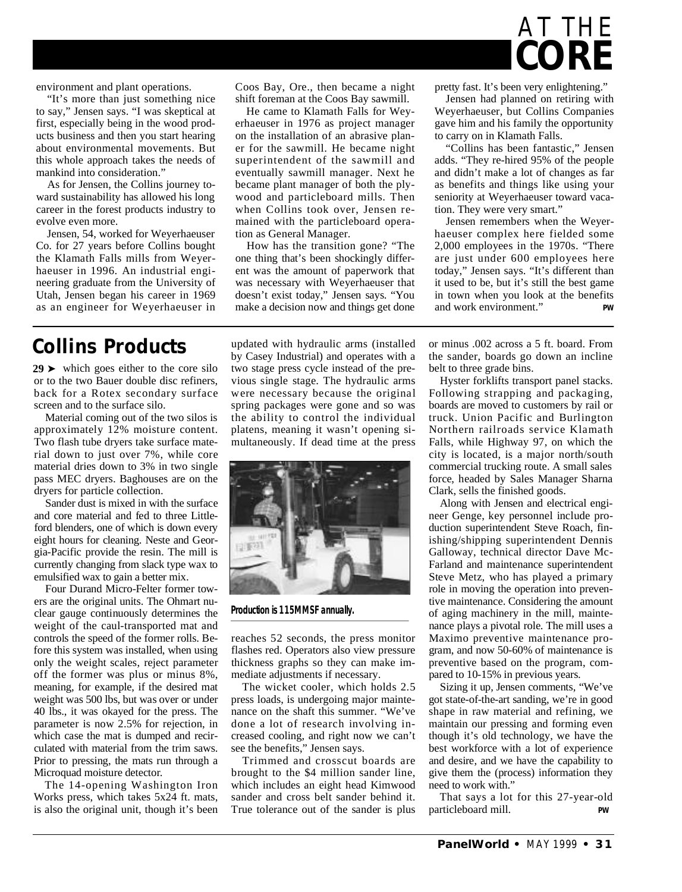environment and plant operations.

"It's more than just something nice to say," Jensen says. "I was skeptical at first, especially being in the wood products business and then you start hearing about environmental movements. But this whole approach takes the needs of mankind into consideration."

As for Jensen, the Collins journey toward sustainability has allowed his long career in the forest products industry to evolve even more.

Jensen, 54, worked for Weyerhaeuser Co. for 27 years before Collins bought the Klamath Falls mills from Weyerhaeuser in 1996. An industrial engineering graduate from the University of Utah, Jensen began his career in 1969 as an engineer for Weyerhaeuser in Coos Bay, Ore., then became a night shift foreman at the Coos Bay sawmill.

He came to Klamath Falls for Weyerhaeuser in 1976 as project manager on the installation of an abrasive planer for the sawmill. He became night superintendent of the sawmill and eventually sawmill manager. Next he became plant manager of both the plywood and particleboard mills. Then when Collins took over, Jensen remained with the particleboard operation as General Manager.

How has the transition gone? "The one thing that's been shockingly different was the amount of paperwork that was necessary with Weyerhaeuser that doesn't exist today," Jensen says. "You make a decision now and things get done pretty fast. It's been very enlightening."

Jensen had planned on retiring with Weyerhaeuser, but Collins Companies gave him and his family the opportunity to carry on in Klamath Falls.

"Collins has been fantastic," Jensen adds. "They re-hired 95% of the people and didn't make a lot of changes as far as benefits and things like using your seniority at Weyerhaeuser toward vacation. They were very smart."

Jensen remembers when the Weyerhaeuser complex here fielded some 2,000 employees in the 1970s. "There are just under 600 employees here today," Jensen says. "It's different than it used to be, but it's still the best game in town when you look at the benefits and work environment." **PW**

## Collins Products

**29 ➤** which goes either to the core silo or to the two Bauer double disc refiners, back for a Rotex secondary surface screen and to the surface silo.

Material coming out of the two silos is approximately 12% moisture content. Two flash tube dryers take surface material down to just over 7%, while core material dries down to 3% in two single pass MEC dryers. Baghouses are on the dryers for particle collection.

Sander dust is mixed in with the surface and core material and fed to three Littleford blenders, one of which is down every eight hours for cleaning. Neste and Georgia-Pacific provide the resin. The mill is currently changing from slack type wax to emulsified wax to gain a better mix.

Four Durand Micro-Felter former towers are the original units. The Ohmart nuclear gauge continuously determines the weight of the caul-transported mat and controls the speed of the former rolls. Before this system was installed, when using only the weight scales, reject parameter off the former was plus or minus 8%, meaning, for example, if the desired mat weight was 500 lbs, but was over or under 40 lbs., it was okayed for the press. The parameter is now 2.5% for rejection, in which case the mat is dumped and recirculated with material from the trim saws. Prior to pressing, the mats run through a Microquad moisture detector.

The 14-opening Washington Iron Works press, which takes 5x24 ft. mats, is also the original unit, though it's been updated with hydraulic arms (installed by Casey Industrial) and operates with a two stage press cycle instead of the previous single stage. The hydraulic arms were necessary because the original spring packages were gone and so was the ability to control the individual platens, meaning it wasn't opening simultaneously. If dead time at the press reaches 52 seconds, the press monitor flashes red. Operators also view pressure thickness graphs so they can make immediate adjustments if necessary.

**Production is 115MMSF annually.**

The wicket cooler, which holds 2.5 press loads, is undergoing major maintenance on the shaft this summer. "We've done a lot of research involving increased cooling, and right now we can't see the benefits," Jensen says.

Trimmed and crosscut boards are brought to the $4 million sander line, which includes an eight head Kimwood sander and cross belt sander behind it. True tolerance out of the sander is plus or minus .002 across a 5 ft. board. From the sander, boards go down an incline belt to three grade bins.

Hyster forklifts transport panel stacks. Following strapping and packaging, boards are moved to customers by rail or truck. Union Pacific and Burlington Northern railroads service Klamath Falls, while Highway 97, on which the city is located, is a major north/south commercial trucking route. A small sales force, headed by Sales Manager Sharna Clark, sells the finished goods.

Along with Jensen and electrical engineer Genge, key personnel include production superintendent Steve Roach, finishing/shipping superintendent Dennis Galloway, technical director Dave McFarland and maintenance superintendent Steve Metz, who has played a primary role in moving the operation into preventive maintenance. Considering the amount of aging machinery in the mill, maintenance plays a pivotal role. The mill uses a Maximo preventive maintenance program, and now 50-60% of maintenance is preventive based on the program, compared to 10-15% in previous years.

Sizing it up, Jensen comments, "We've got state-of-the-art sanding, we're in good shape in raw material and refining, we maintain our pressing and forming even though it's old technology, we have the best workforce with a lot of experience and desire, and we have the capability to give them the (process) information they need to work with."

That says a lot for this 27-year-old particleboard mill. **PW**